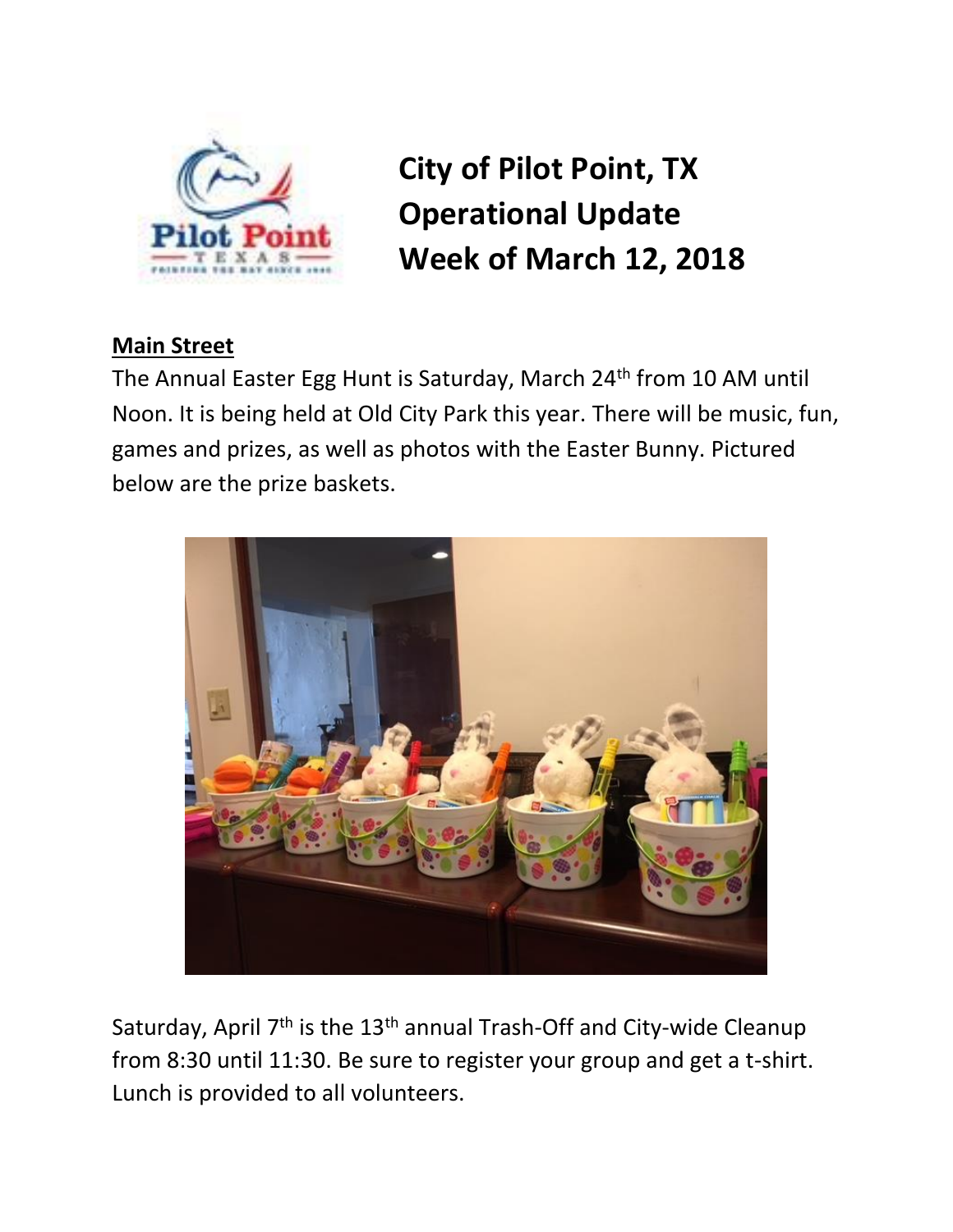# City of Pilot Point, TX
# Operational Update
# Week of March 12, 2018

## Main Street

The Annual Easter Egg Hunt is Saturday, March 24th from 10 AM until Noon. It is being held at Old City Park this year. There will be music, fun, games and prizes, as well as photos with the Easter Bunny. Pictured below are the prize baskets.

Saturday, April 7th is the 13th annual Trash-Off and City-wide Cleanup from 8:30 until 11:30. Be sure to register your group and get a t-shirt. Lunch is provided to all volunteers.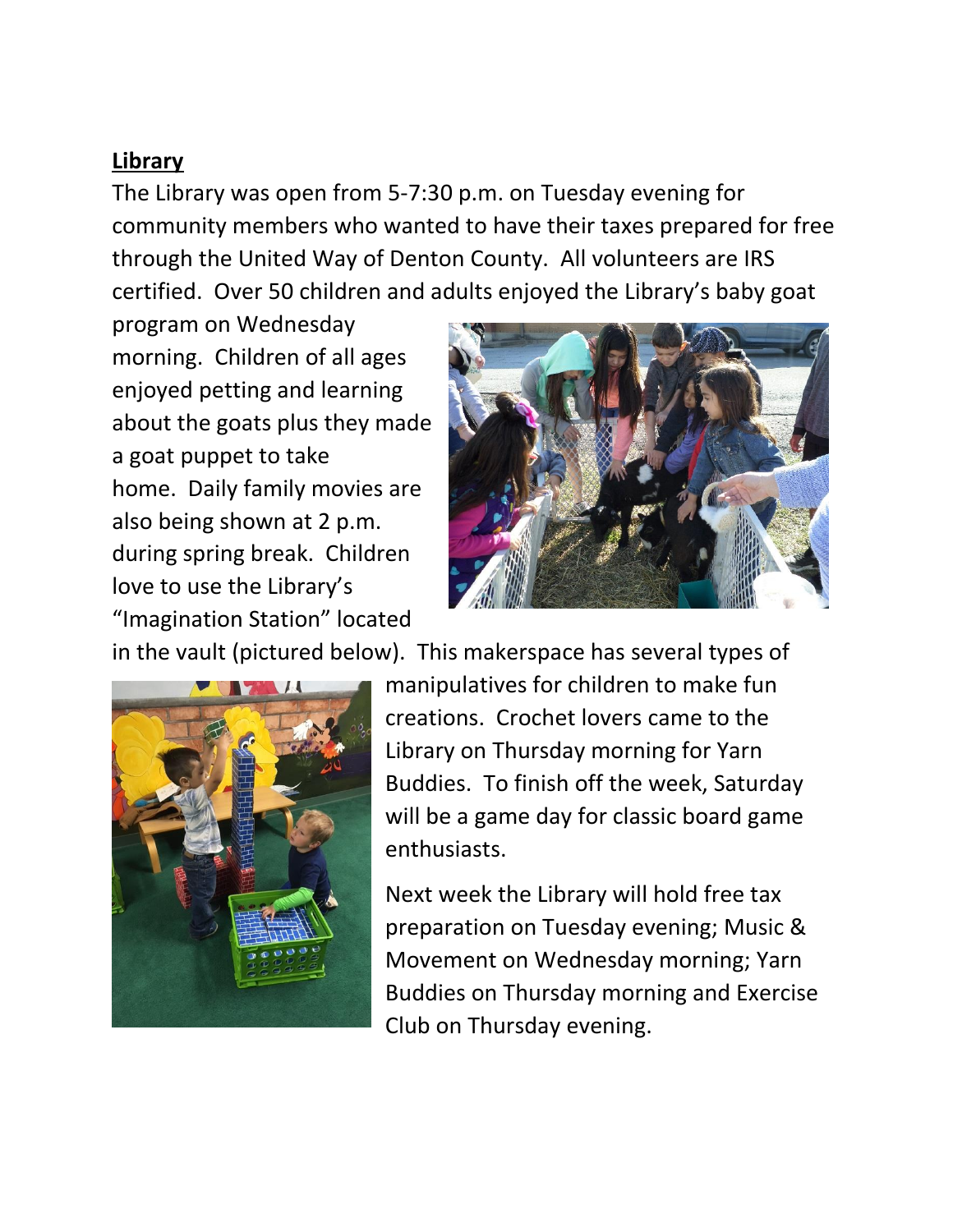**Library**

The Library was open from 5-7:30 p.m. on Tuesday evening for community members who wanted to have their taxes prepared for free through the United Way of Denton County. All volunteers are IRS certified. Over 50 children and adults enjoyed the Library's baby goat program on Wednesday morning. Children of all ages enjoyed petting and learning about the goats plus they made a goat puppet to take home. Daily family movies are also being shown at 2 p.m. during spring break. Children love to use the Library's "Imagination Station" located in the vault (pictured below). This makerspace has several types of manipulatives for children to make fun creations. Crochet lovers came to the Library on Thursday morning for Yarn Buddies. To finish off the week, Saturday will be a game day for classic board game enthusiasts.

Next week the Library will hold free tax preparation on Tuesday evening; Music & Movement on Wednesday morning; Yarn Buddies on Thursday morning and Exercise Club on Thursday evening.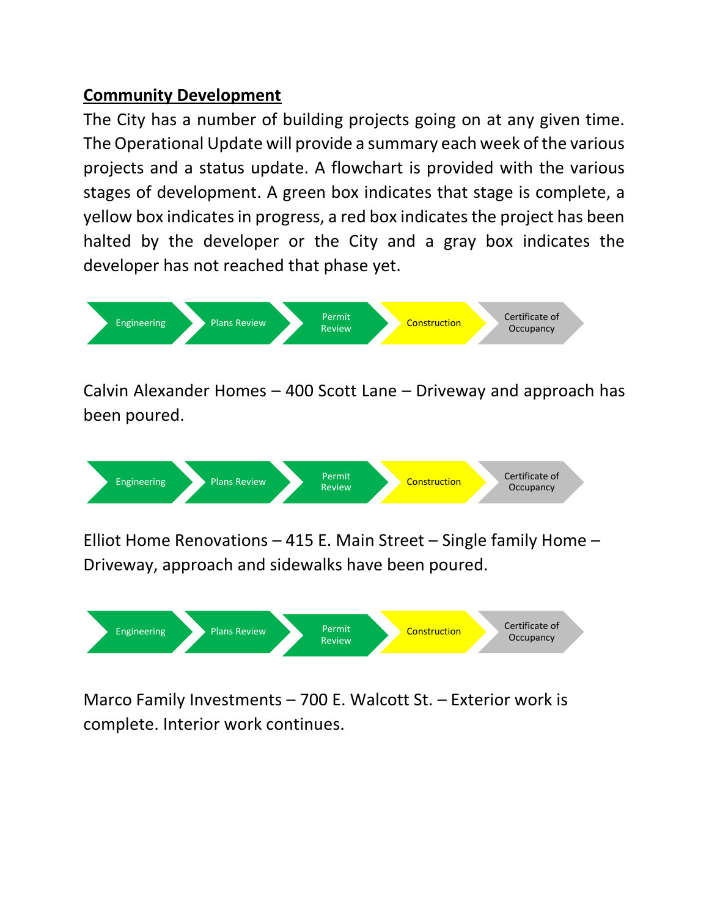## Community Development

The City has a number of building projects going on at any given time. The Operational Update will provide a summary each week of the various projects and a status update. A flowchart is provided with the various stages of development. A green box indicates that stage is complete, a yellow box indicates in progress, a red box indicates the project has been halted by the developer or the City and a gray box indicates the developer has not reached that phase yet.

Engineering → Plans Review → Permit Review → Construction → Certificate of Occupancy

Calvin Alexander Homes – 400 Scott Lane – Driveway and approach has been poured.

Engineering → Plans Review → Permit Review → Construction → Certificate of Occupancy

Elliot Home Renovations – 415 E. Main Street – Single family Home – Driveway, approach and sidewalks have been poured.

Engineering → Plans Review → Permit Review → Construction → Certificate of Occupancy

Marco Family Investments – 700 E. Walcott St. – Exterior work is complete. Interior work continues.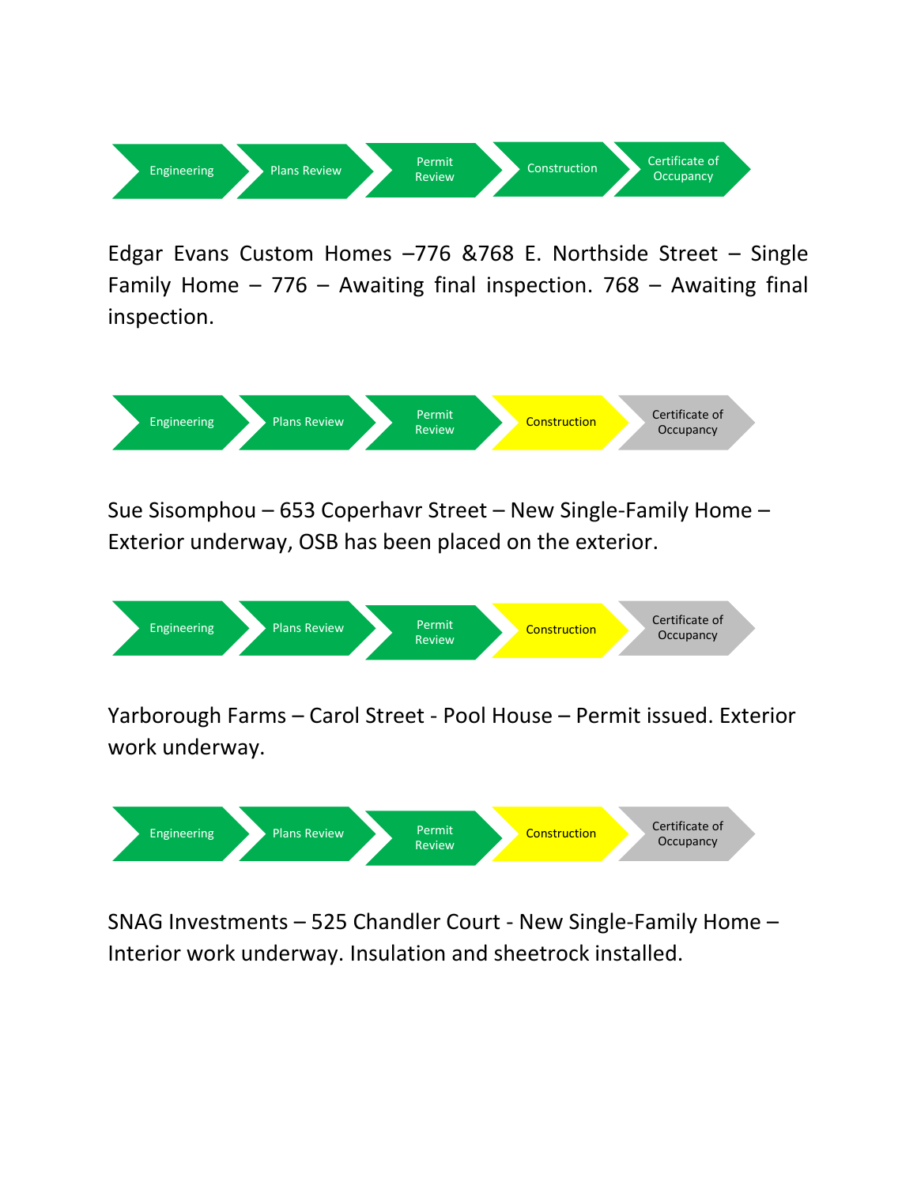Engineering → Plans Review → Permit Review → Construction → Certificate of Occupancy

Edgar Evans Custom Homes –776 &768 E. Northside Street – Single Family Home – 776 – Awaiting final inspection. 768 – Awaiting final inspection.

Engineering → Plans Review → Permit Review → Construction → Certificate of Occupancy

Sue Sisomphou – 653 Coperhavr Street – New Single-Family Home – Exterior underway, OSB has been placed on the exterior.

Engineering → Plans Review → Permit Review → Construction → Certificate of Occupancy

Yarborough Farms – Carol Street - Pool House – Permit issued. Exterior work underway.

Engineering → Plans Review → Permit Review → Construction → Certificate of Occupancy

SNAG Investments – 525 Chandler Court - New Single-Family Home – Interior work underway. Insulation and sheetrock installed.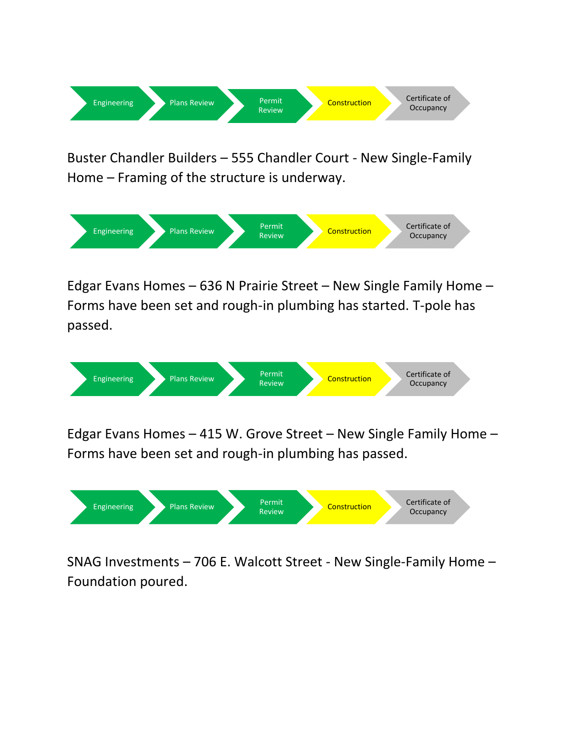Engineering → Plans Review → Permit Review → Construction → Certificate of Occupancy

Buster Chandler Builders – 555 Chandler Court - New Single-Family Home – Framing of the structure is underway.

Engineering → Plans Review → Permit Review → Construction → Certificate of Occupancy

Edgar Evans Homes – 636 N Prairie Street – New Single Family Home – Forms have been set and rough-in plumbing has started. T-pole has passed.

Engineering → Plans Review → Permit Review → Construction → Certificate of Occupancy

Edgar Evans Homes – 415 W. Grove Street – New Single Family Home – Forms have been set and rough-in plumbing has passed.

Engineering → Plans Review → Permit Review → Construction → Certificate of Occupancy

SNAG Investments – 706 E. Walcott Street - New Single-Family Home – Foundation poured.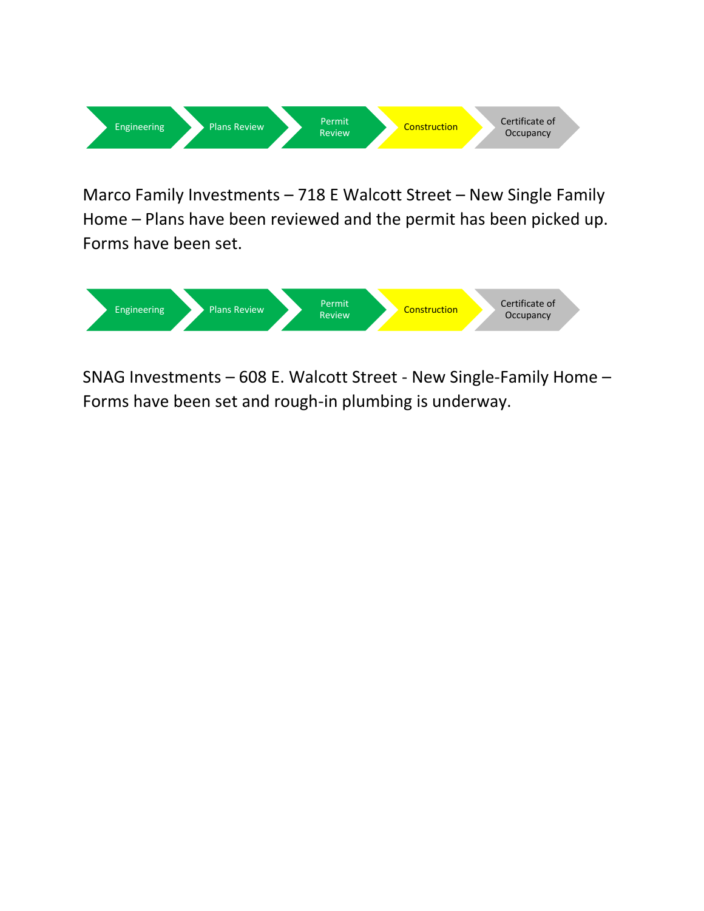Engineering
Plans Review
Permit Review
Construction
Certificate of Occupancy

Marco Family Investments – 718 E Walcott Street – New Single Family Home – Plans have been reviewed and the permit has been picked up. Forms have been set.

Engineering
Plans Review
Permit Review
Construction
Certificate of Occupancy

SNAG Investments – 608 E. Walcott Street - New Single-Family Home – Forms have been set and rough-in plumbing is underway.